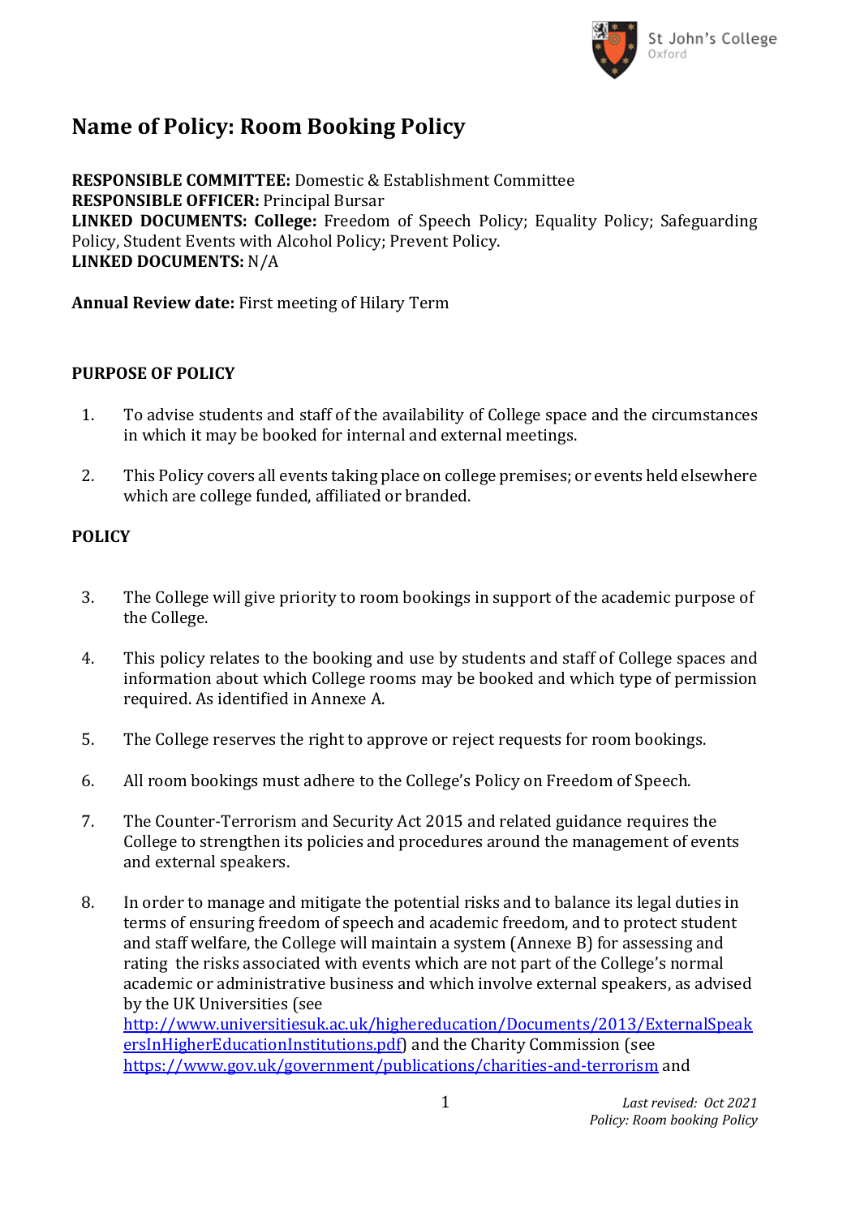# Name of Policy: Room Booking Policy

**RESPONSIBLE COMMITTEE:** Domestic & Establishment Committee
**RESPONSIBLE OFFICER:** Principal Bursar
**LINKED DOCUMENTS: College:** Freedom of Speech Policy; Equality Policy; Safeguarding Policy, Student Events with Alcohol Policy; Prevent Policy.
**LINKED DOCUMENTS:** N/A

**Annual Review date:** First meeting of Hilary Term

**PURPOSE OF POLICY**

1. To advise students and staff of the availability of College space and the circumstances in which it may be booked for internal and external meetings.

2. This Policy covers all events taking place on college premises; or events held elsewhere which are college funded, affiliated or branded.

**POLICY**

3. The College will give priority to room bookings in support of the academic purpose of the College.

4. This policy relates to the booking and use by students and staff of College spaces and information about which College rooms may be booked and which type of permission required. As identified in Annexe A.

5. The College reserves the right to approve or reject requests for room bookings.

6. All room bookings must adhere to the College's Policy on Freedom of Speech.

7. The Counter-Terrorism and Security Act 2015 and related guidance requires the College to strengthen its policies and procedures around the management of events and external speakers.

8. In order to manage and mitigate the potential risks and to balance its legal duties in terms of ensuring freedom of speech and academic freedom, and to protect student and staff welfare, the College will maintain a system (Annexe B) for assessing and rating the risks associated with events which are not part of the College's normal academic or administrative business and which involve external speakers, as advised by the UK Universities (see http://www.universitiesuk.ac.uk/highereducation/Documents/2013/ExternalSpeakersInHigherEducationInstitutions.pdf) and the Charity Commission (see https://www.gov.uk/government/publications/charities-and-terrorism and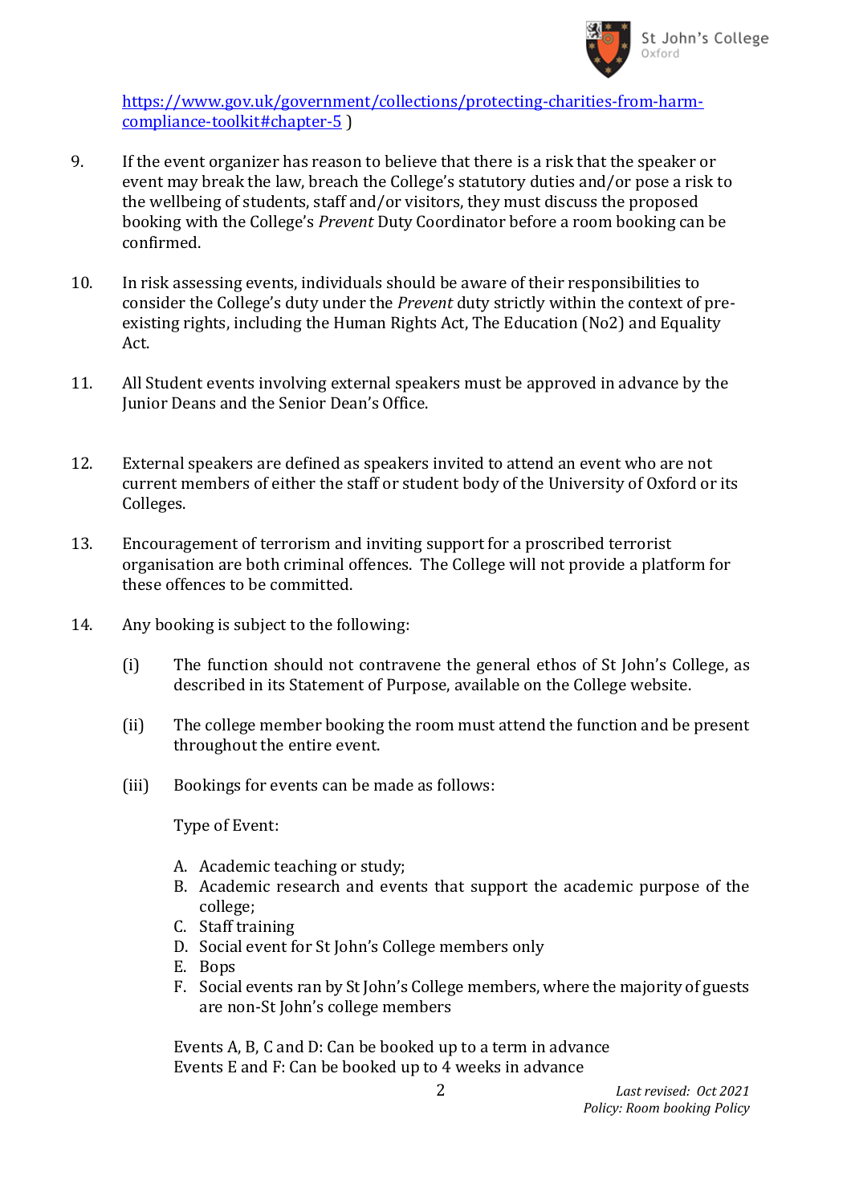[https://www.gov.uk/government/collections/protecting-charities-from-harm-compliance-toolkit#chapter-5](https://www.gov.uk/government/collections/protecting-charities-from-harm-compliance-toolkit#chapter-5) )

9. If the event organizer has reason to believe that there is a risk that the speaker or event may break the law, breach the College's statutory duties and/or pose a risk to the wellbeing of students, staff and/or visitors, they must discuss the proposed booking with the College's *Prevent* Duty Coordinator before a room booking can be confirmed.

10. In risk assessing events, individuals should be aware of their responsibilities to consider the College's duty under the *Prevent* duty strictly within the context of pre-existing rights, including the Human Rights Act, The Education (No2) and Equality Act.

11. All Student events involving external speakers must be approved in advance by the Junior Deans and the Senior Dean's Office.

12. External speakers are defined as speakers invited to attend an event who are not current members of either the staff or student body of the University of Oxford or its Colleges.

13. Encouragement of terrorism and inviting support for a proscribed terrorist organisation are both criminal offences. The College will not provide a platform for these offences to be committed.

14. Any booking is subject to the following:

    (i) The function should not contravene the general ethos of St John's College, as described in its Statement of Purpose, available on the College website.

    (ii) The college member booking the room must attend the function and be present throughout the entire event.

    (iii) Bookings for events can be made as follows:

    Type of Event:

    A. Academic teaching or study;
    B. Academic research and events that support the academic purpose of the college;
    C. Staff training
    D. Social event for St John's College members only
    E. Bops
    F. Social events ran by St John's College members, where the majority of guests are non-St John's college members

    Events A, B, C and D: Can be booked up to a term in advance
    Events E and F: Can be booked up to 4 weeks in advance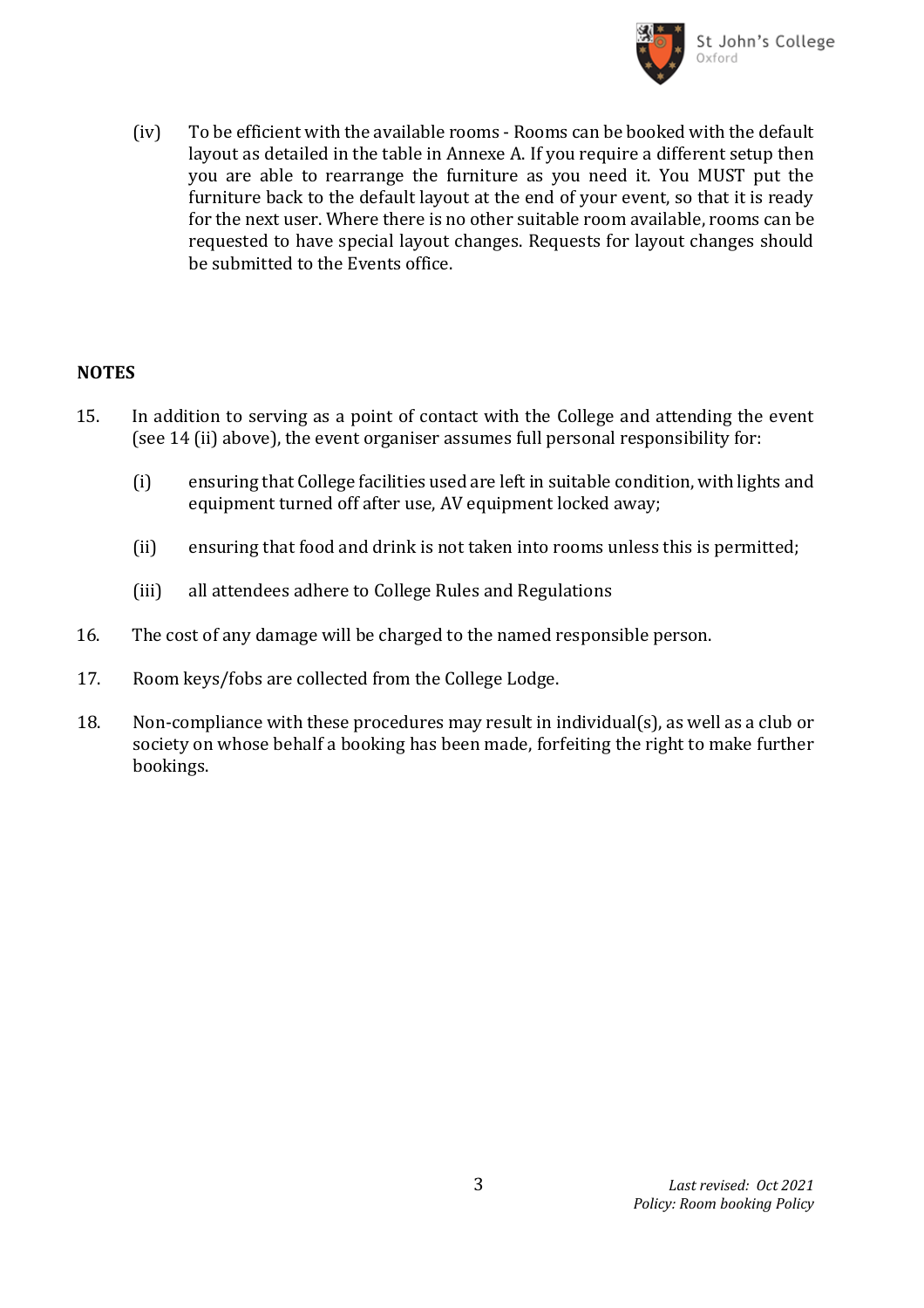(iv) To be efficient with the available rooms - Rooms can be booked with the default layout as detailed in the table in Annexe A. If you require a different setup then you are able to rearrange the furniture as you need it. You MUST put the furniture back to the default layout at the end of your event, so that it is ready for the next user. Where there is no other suitable room available, rooms can be requested to have special layout changes. Requests for layout changes should be submitted to the Events office.

**NOTES**

15. In addition to serving as a point of contact with the College and attending the event (see 14 (ii) above), the event organiser assumes full personal responsibility for:

    (i) ensuring that College facilities used are left in suitable condition, with lights and equipment turned off after use, AV equipment locked away;

    (ii) ensuring that food and drink is not taken into rooms unless this is permitted;

    (iii) all attendees adhere to College Rules and Regulations

16. The cost of any damage will be charged to the named responsible person.

17. Room keys/fobs are collected from the College Lodge.

18. Non-compliance with these procedures may result in individual(s), as well as a club or society on whose behalf a booking has been made, forfeiting the right to make further bookings.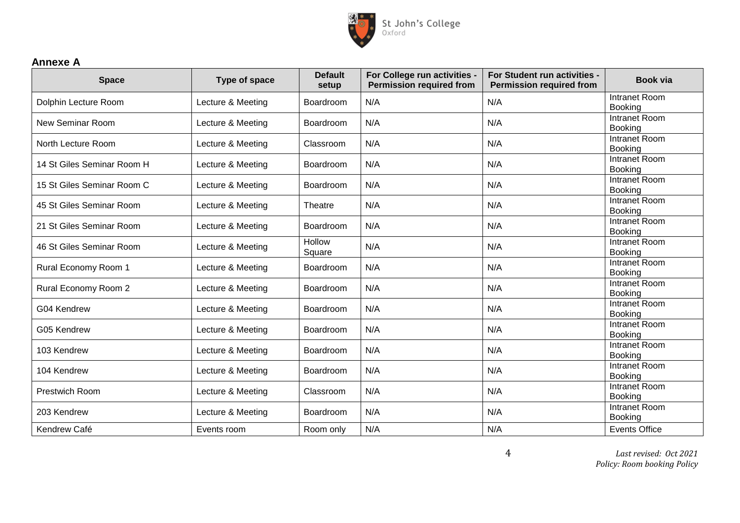## Annexe A

| Space | Type of space | Default setup | For College run activities - Permission required from | For Student run activities - Permission required from | Book via |
|---|---|---|---|---|---|
| Dolphin Lecture Room | Lecture & Meeting | Boardroom | N/A | N/A | Intranet Room Booking |
| New Seminar Room | Lecture & Meeting | Boardroom | N/A | N/A | Intranet Room Booking |
| North Lecture Room | Lecture & Meeting | Classroom | N/A | N/A | Intranet Room Booking |
| 14 St Giles Seminar Room H | Lecture & Meeting | Boardroom | N/A | N/A | Intranet Room Booking |
| 15 St Giles Seminar Room C | Lecture & Meeting | Boardroom | N/A | N/A | Intranet Room Booking |
| 45 St Giles Seminar Room | Lecture & Meeting | Theatre | N/A | N/A | Intranet Room Booking |
| 21 St Giles Seminar Room | Lecture & Meeting | Boardroom | N/A | N/A | Intranet Room Booking |
| 46 St Giles Seminar Room | Lecture & Meeting | Hollow Square | N/A | N/A | Intranet Room Booking |
| Rural Economy Room 1 | Lecture & Meeting | Boardroom | N/A | N/A | Intranet Room Booking |
| Rural Economy Room 2 | Lecture & Meeting | Boardroom | N/A | N/A | Intranet Room Booking |
| G04 Kendrew | Lecture & Meeting | Boardroom | N/A | N/A | Intranet Room Booking |
| G05 Kendrew | Lecture & Meeting | Boardroom | N/A | N/A | Intranet Room Booking |
| 103 Kendrew | Lecture & Meeting | Boardroom | N/A | N/A | Intranet Room Booking |
| 104 Kendrew | Lecture & Meeting | Boardroom | N/A | N/A | Intranet Room Booking |
| Prestwich Room | Lecture & Meeting | Classroom | N/A | N/A | Intranet Room Booking |
| 203 Kendrew | Lecture & Meeting | Boardroom | N/A | N/A | Intranet Room Booking |
| Kendrew Café | Events room | Room only | N/A | N/A | Events Office |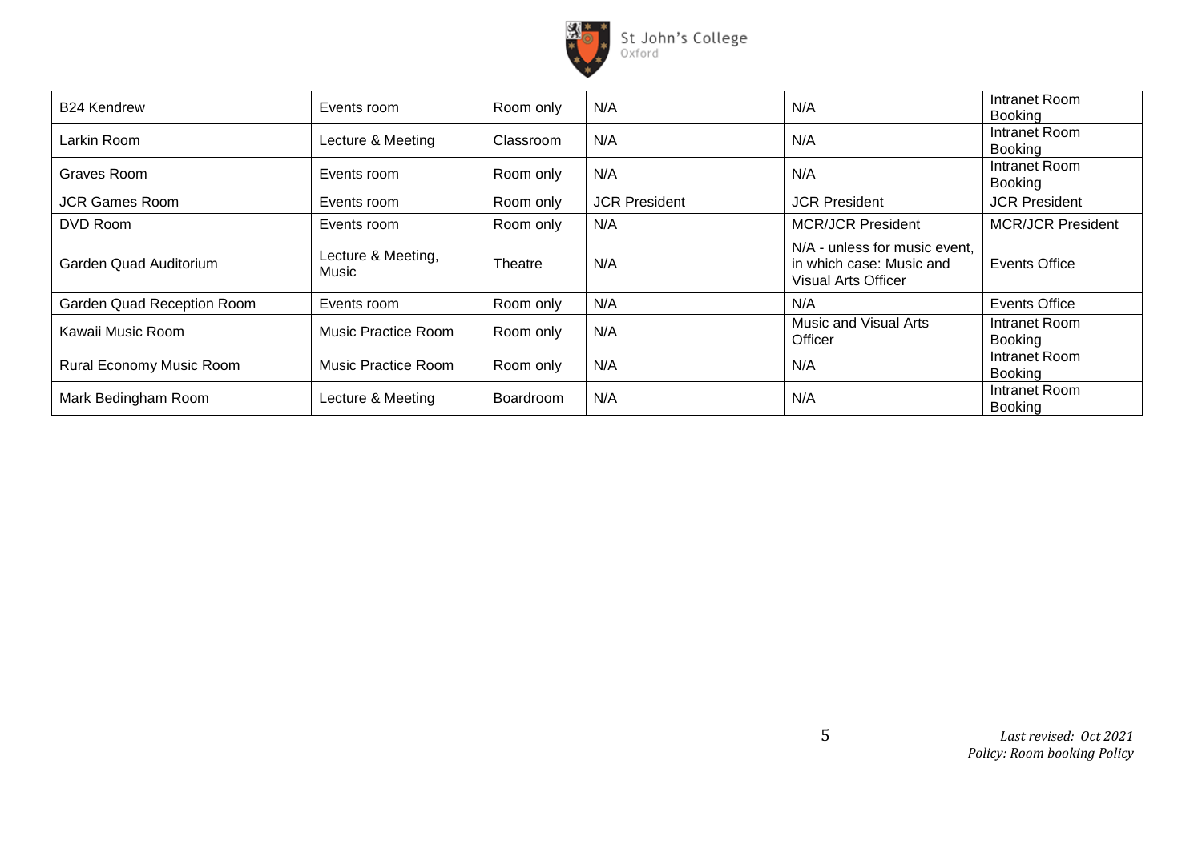| | | | | | |
|---|---|---|---|---|---|
| B24 Kendrew | Events room | Room only | N/A | N/A | Intranet Room Booking |
| Larkin Room | Lecture & Meeting | Classroom | N/A | N/A | Intranet Room Booking |
| Graves Room | Events room | Room only | N/A | N/A | Intranet Room Booking |
| JCR Games Room | Events room | Room only | JCR President | JCR President | JCR President |
| DVD Room | Events room | Room only | N/A | MCR/JCR President | MCR/JCR President |
| Garden Quad Auditorium | Lecture & Meeting, Music | Theatre | N/A | N/A - unless for music event, in which case: Music and Visual Arts Officer | Events Office |
| Garden Quad Reception Room | Events room | Room only | N/A | N/A | Events Office |
| Kawaii Music Room | Music Practice Room | Room only | N/A | Music and Visual Arts Officer | Intranet Room Booking |
| Rural Economy Music Room | Music Practice Room | Room only | N/A | N/A | Intranet Room Booking |
| Mark Bedingham Room | Lecture & Meeting | Boardroom | N/A | N/A | Intranet Room Booking |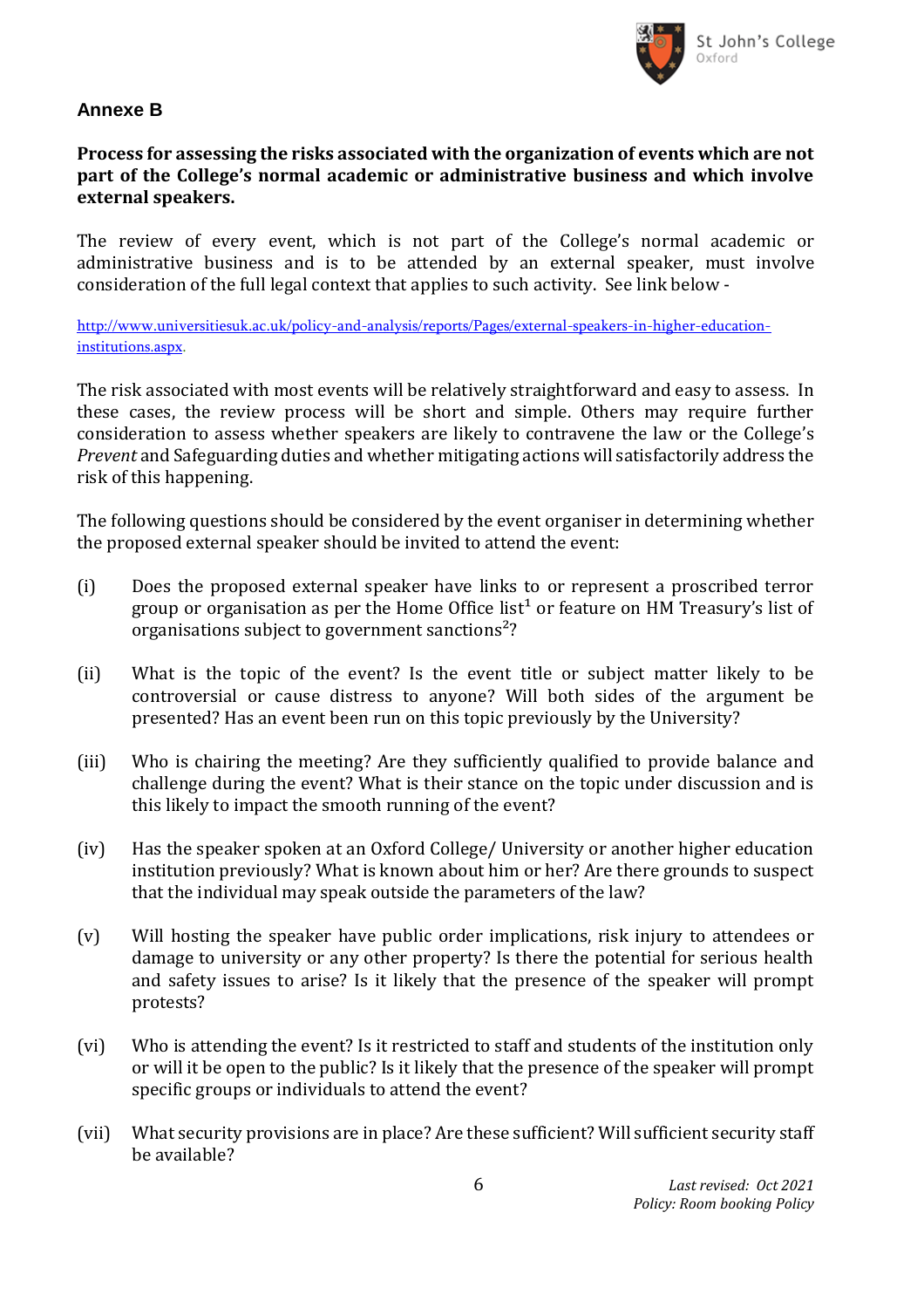## Annexe B

**Process for assessing the risks associated with the organization of events which are not part of the College's normal academic or administrative business and which involve external speakers.**

The review of every event, which is not part of the College's normal academic or administrative business and is to be attended by an external speaker, must involve consideration of the full legal context that applies to such activity. See link below -

http://www.universitiesuk.ac.uk/policy-and-analysis/reports/Pages/external-speakers-in-higher-education-institutions.aspx.

The risk associated with most events will be relatively straightforward and easy to assess. In these cases, the review process will be short and simple. Others may require further consideration to assess whether speakers are likely to contravene the law or the College's *Prevent* and Safeguarding duties and whether mitigating actions will satisfactorily address the risk of this happening.

The following questions should be considered by the event organiser in determining whether the proposed external speaker should be invited to attend the event:

(i) Does the proposed external speaker have links to or represent a proscribed terror group or organisation as per the Home Office list[1] or feature on HM Treasury's list of organisations subject to government sanctions[2]?

(ii) What is the topic of the event? Is the event title or subject matter likely to be controversial or cause distress to anyone? Will both sides of the argument be presented? Has an event been run on this topic previously by the University?

(iii) Who is chairing the meeting? Are they sufficiently qualified to provide balance and challenge during the event? What is their stance on the topic under discussion and is this likely to impact the smooth running of the event?

(iv) Has the speaker spoken at an Oxford College/ University or another higher education institution previously? What is known about him or her? Are there grounds to suspect that the individual may speak outside the parameters of the law?

(v) Will hosting the speaker have public order implications, risk injury to attendees or damage to university or any other property? Is there the potential for serious health and safety issues to arise? Is it likely that the presence of the speaker will prompt protests?

(vi) Who is attending the event? Is it restricted to staff and students of the institution only or will it be open to the public? Is it likely that the presence of the speaker will prompt specific groups or individuals to attend the event?

(vii) What security provisions are in place? Are these sufficient? Will sufficient security staff be available?

*Last revised: Oct 2021*
*Policy: Room booking Policy*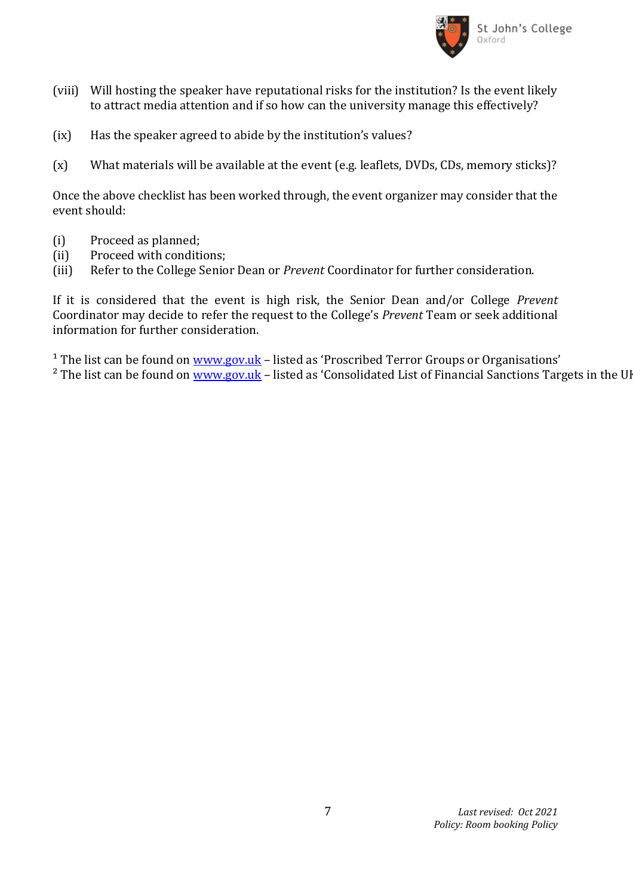(viii) Will hosting the speaker have reputational risks for the institution? Is the event likely to attract media attention and if so how can the university manage this effectively?

(ix) Has the speaker agreed to abide by the institution's values?

(x) What materials will be available at the event (e.g. leaflets, DVDs, CDs, memory sticks)?

Once the above checklist has been worked through, the event organizer may consider that the event should:

(i) Proceed as planned;
(ii) Proceed with conditions;
(iii) Refer to the College Senior Dean or *Prevent* Coordinator for further consideration.

If it is considered that the event is high risk, the Senior Dean and/or College *Prevent* Coordinator may decide to refer the request to the College's *Prevent* Team or seek additional information for further consideration.

[1] The list can be found on [www.gov.uk](www.gov.uk) – listed as 'Proscribed Terror Groups or Organisations'
[2] The list can be found on [www.gov.uk](www.gov.uk) – listed as 'Consolidated List of Financial Sanctions Targets in the UK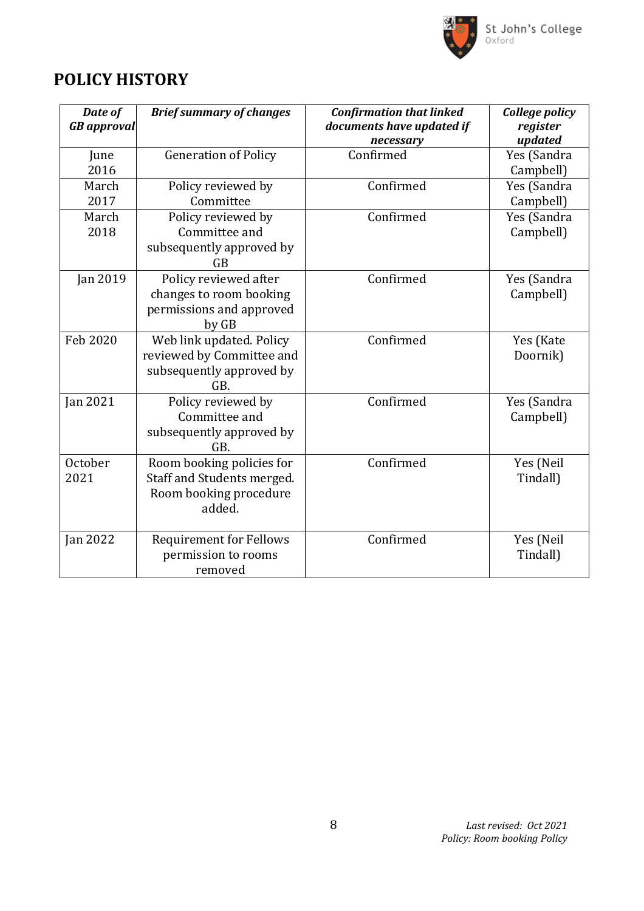# POLICY HISTORY

| *Date of GB approval* | *Brief summary of changes* | *Confirmation that linked documents have updated if necessary* | *College policy register updated* |
|---|---|---|---|
| June 2016 | Generation of Policy | Confirmed | Yes (Sandra Campbell) |
| March 2017 | Policy reviewed by Committee | Confirmed | Yes (Sandra Campbell) |
| March 2018 | Policy reviewed by Committee and subsequently approved by GB | Confirmed | Yes (Sandra Campbell) |
| Jan 2019 | Policy reviewed after changes to room booking permissions and approved by GB | Confirmed | Yes (Sandra Campbell) |
| Feb 2020 | Web link updated. Policy reviewed by Committee and subsequently approved by GB. | Confirmed | Yes (Kate Doornik) |
| Jan 2021 | Policy reviewed by Committee and subsequently approved by GB. | Confirmed | Yes (Sandra Campbell) |
| October 2021 | Room booking policies for Staff and Students merged. Room booking procedure added. | Confirmed | Yes (Neil Tindall) |
| Jan 2022 | Requirement for Fellows permission to rooms removed | Confirmed | Yes (Neil Tindall) |